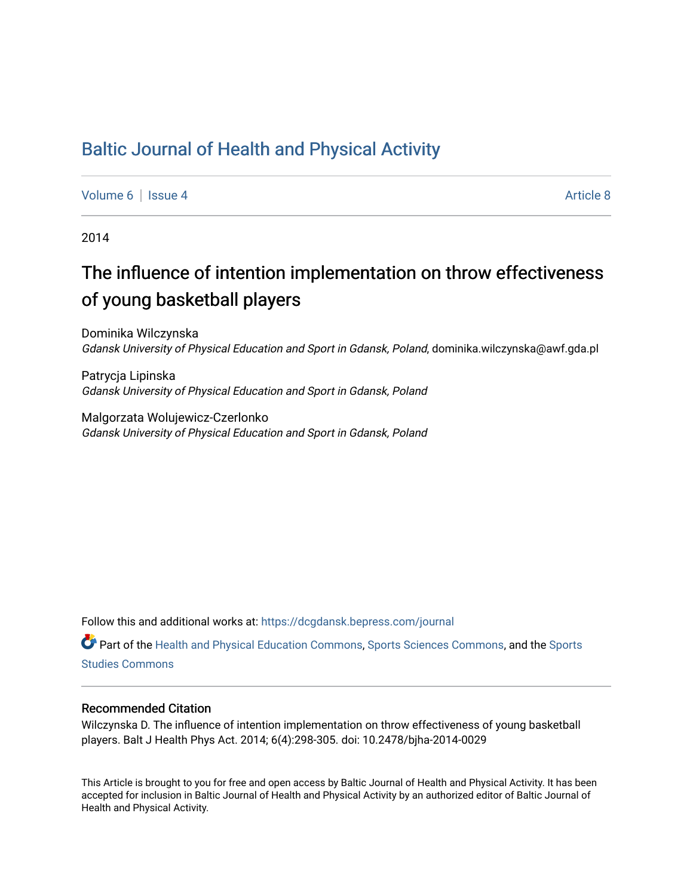# Baltic Journal of Health and Physical Activity

Volume 6 | Issue 4 Article 8

2014

## The influence of intention implementation on throw effectiveness of young basketball players

Dominika Wilczynska
*Gdansk University of Physical Education and Sport in Gdansk, Poland*, dominika.wilczynska@awf.gda.pl

Patrycja Lipinska
*Gdansk University of Physical Education and Sport in Gdansk, Poland*

Malgorzata Wolujewicz-Czerlonko
*Gdansk University of Physical Education and Sport in Gdansk, Poland*

Follow this and additional works at: https://dcgdansk.bepress.com/journal

Part of the Health and Physical Education Commons, Sports Sciences Commons, and the Sports Studies Commons

### Recommended Citation

Wilczynska D. The influence of intention implementation on throw effectiveness of young basketball players. Balt J Health Phys Act. 2014; 6(4):298-305. doi: 10.2478/bjha-2014-0029

This Article is brought to you for free and open access by Baltic Journal of Health and Physical Activity. It has been accepted for inclusion in Baltic Journal of Health and Physical Activity by an authorized editor of Baltic Journal of Health and Physical Activity.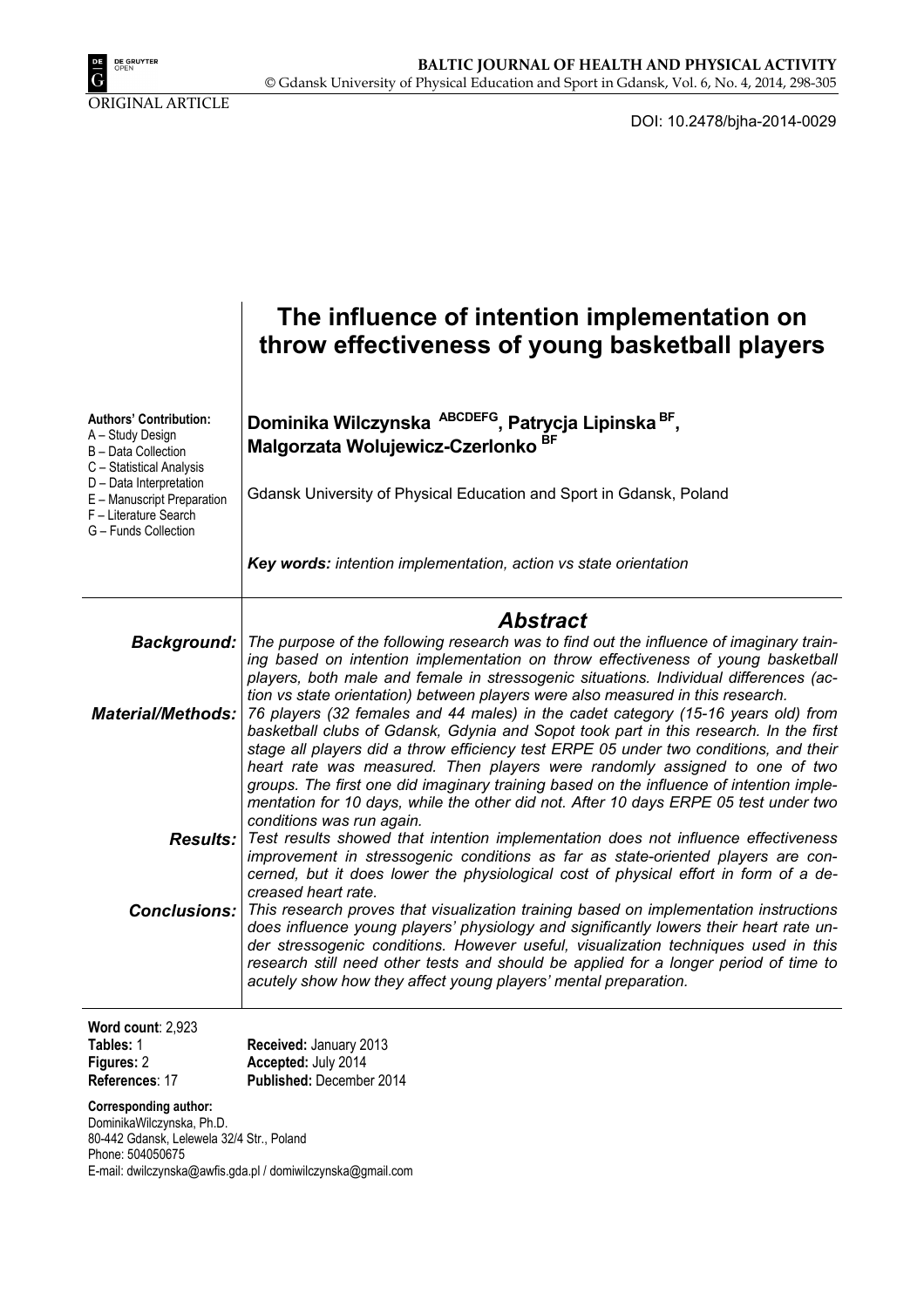ORIGINAL ARTICLE

DOI: 10.2478/bjha-2014-0029

# The influence of intention implementation on throw effectiveness of young basketball players

**Authors' Contribution:**
A – Study Design
B – Data Collection
C – Statistical Analysis
D – Data Interpretation
E – Manuscript Preparation
F – Literature Search
G – Funds Collection

**Dominika Wilczynska [ABCDEFG], Patrycja Lipinska [BF], Malgorzata Wolujewicz-Czerlonko [BF]**

Gdansk University of Physical Education and Sport in Gdansk, Poland

***Key words:*** *intention implementation, action vs state orientation*

## *Abstract*

***Background:*** *The purpose of the following research was to find out the influence of imaginary training based on intention implementation on throw effectiveness of young basketball players, both male and female in stressogenic situations. Individual differences (action vs state orientation) between players were also measured in this research.*

***Material/Methods:*** *76 players (32 females and 44 males) in the cadet category (15-16 years old) from basketball clubs of Gdansk, Gdynia and Sopot took part in this research. In the first stage all players did a throw efficiency test ERPE 05 under two conditions, and their heart rate was measured. Then players were randomly assigned to one of two groups. The first one did imaginary training based on the influence of intention implementation for 10 days, while the other did not. After 10 days ERPE 05 test under two conditions was run again.*

***Results:*** *Test results showed that intention implementation does not influence effectiveness improvement in stressogenic conditions as far as state-oriented players are concerned, but it does lower the physiological cost of physical effort in form of a decreased heart rate.*

***Conclusions:*** *This research proves that visualization training based on implementation instructions does influence young players' physiology and significantly lowers their heart rate under stressogenic conditions. However useful, visualization techniques used in this research still need other tests and should be applied for a longer period of time to acutely show how they affect young players' mental preparation.*

**Word count**: 2,923
**Tables:** 1
**Figures:** 2
**References**: 17

**Received:** January 2013
**Accepted:** July 2014
**Published:** December 2014

**Corresponding author:**
DominikaWilczynska, Ph.D.
80-442 Gdansk, Lelewela 32/4 Str., Poland
Phone: 504050675
E-mail: dwilczynska@awfis.gda.pl / domiwilczynska@gmail.com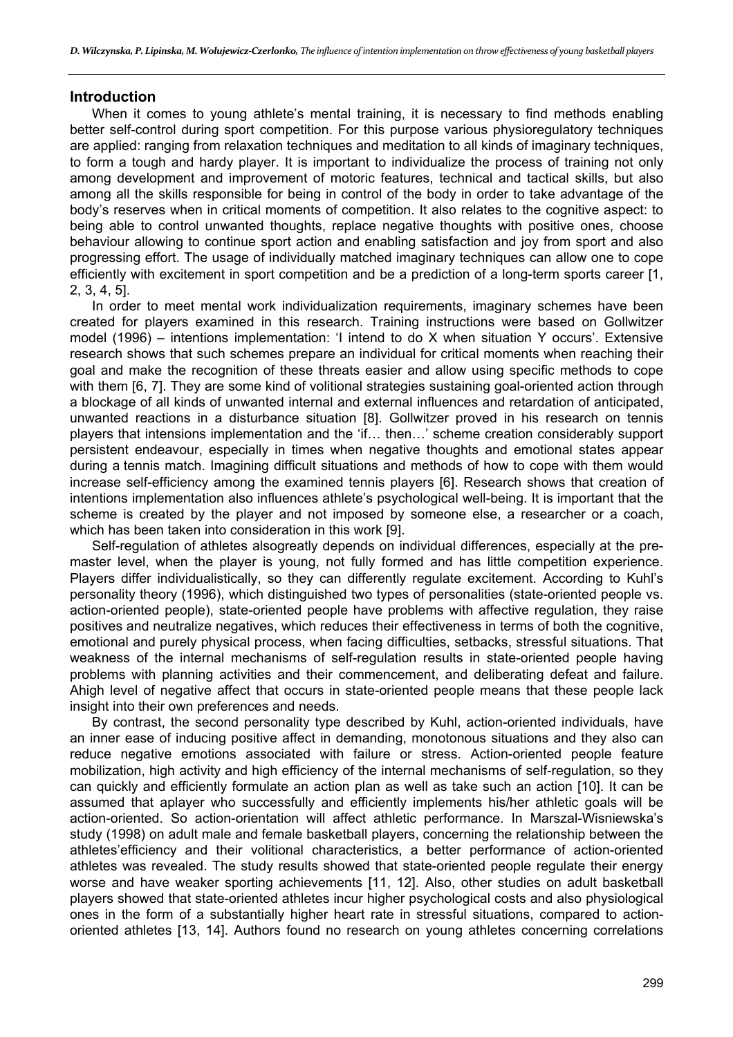## Introduction

When it comes to young athlete's mental training, it is necessary to find methods enabling better self-control during sport competition. For this purpose various physioregulatory techniques are applied: ranging from relaxation techniques and meditation to all kinds of imaginary techniques, to form a tough and hardy player. It is important to individualize the process of training not only among development and improvement of motoric features, technical and tactical skills, but also among all the skills responsible for being in control of the body in order to take advantage of the body's reserves when in critical moments of competition. It also relates to the cognitive aspect: to being able to control unwanted thoughts, replace negative thoughts with positive ones, choose behaviour allowing to continue sport action and enabling satisfaction and joy from sport and also progressing effort. The usage of individually matched imaginary techniques can allow one to cope efficiently with excitement in sport competition and be a prediction of a long-term sports career [1, 2, 3, 4, 5].

In order to meet mental work individualization requirements, imaginary schemes have been created for players examined in this research. Training instructions were based on Gollwitzer model (1996) – intentions implementation: 'I intend to do X when situation Y occurs'. Extensive research shows that such schemes prepare an individual for critical moments when reaching their goal and make the recognition of these threats easier and allow using specific methods to cope with them [6, 7]. They are some kind of volitional strategies sustaining goal-oriented action through a blockage of all kinds of unwanted internal and external influences and retardation of anticipated, unwanted reactions in a disturbance situation [8]. Gollwitzer proved in his research on tennis players that intensions implementation and the 'if… then…' scheme creation considerably support persistent endeavour, especially in times when negative thoughts and emotional states appear during a tennis match. Imagining difficult situations and methods of how to cope with them would increase self-efficiency among the examined tennis players [6]. Research shows that creation of intentions implementation also influences athlete's psychological well-being. It is important that the scheme is created by the player and not imposed by someone else, a researcher or a coach, which has been taken into consideration in this work [9].

Self-regulation of athletes alsogreatly depends on individual differences, especially at the pre-master level, when the player is young, not fully formed and has little competition experience. Players differ individualistically, so they can differently regulate excitement. According to Kuhl's personality theory (1996), which distinguished two types of personalities (state-oriented people vs. action-oriented people), state-oriented people have problems with affective regulation, they raise positives and neutralize negatives, which reduces their effectiveness in terms of both the cognitive, emotional and purely physical process, when facing difficulties, setbacks, stressful situations. That weakness of the internal mechanisms of self-regulation results in state-oriented people having problems with planning activities and their commencement, and deliberating defeat and failure. Ahigh level of negative affect that occurs in state-oriented people means that these people lack insight into their own preferences and needs.

By contrast, the second personality type described by Kuhl, action-oriented individuals, have an inner ease of inducing positive affect in demanding, monotonous situations and they also can reduce negative emotions associated with failure or stress. Action-oriented people feature mobilization, high activity and high efficiency of the internal mechanisms of self-regulation, so they can quickly and efficiently formulate an action plan as well as take such an action [10]. It can be assumed that aplayer who successfully and efficiently implements his/her athletic goals will be action-oriented. So action-orientation will affect athletic performance. In Marszal-Wisniewska's study (1998) on adult male and female basketball players, concerning the relationship between the athletes'efficiency and their volitional characteristics, a better performance of action-oriented athletes was revealed. The study results showed that state-oriented people regulate their energy worse and have weaker sporting achievements [11, 12]. Also, other studies on adult basketball players showed that state-oriented athletes incur higher psychological costs and also physiological ones in the form of a substantially higher heart rate in stressful situations, compared to action-oriented athletes [13, 14]. Authors found no research on young athletes concerning correlations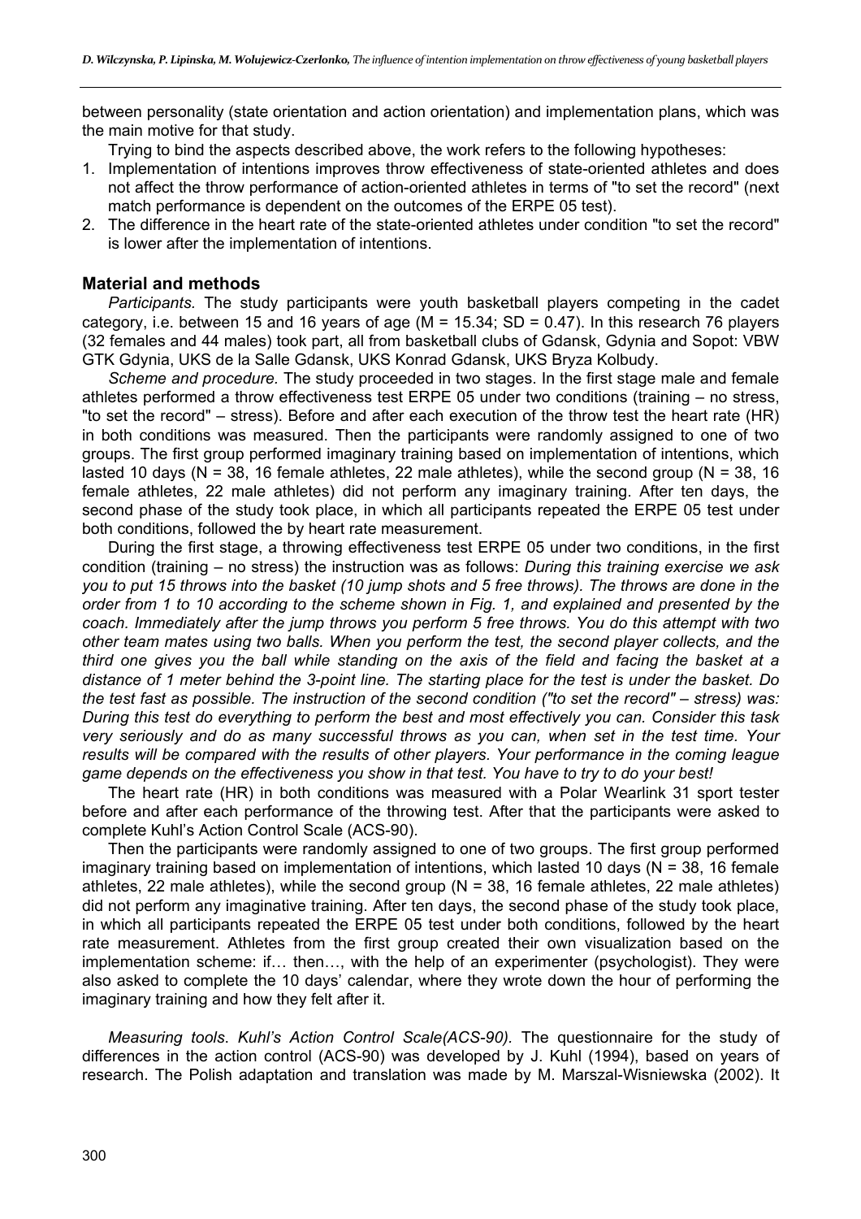between personality (state orientation and action orientation) and implementation plans, which was the main motive for that study.

Trying to bind the aspects described above, the work refers to the following hypotheses:

1. Implementation of intentions improves throw effectiveness of state-oriented athletes and does not affect the throw performance of action-oriented athletes in terms of "to set the record" (next match performance is dependent on the outcomes of the ERPE 05 test).
2. The difference in the heart rate of the state-oriented athletes under condition "to set the record" is lower after the implementation of intentions.

## Material and methods

*Participants.* The study participants were youth basketball players competing in the cadet category, i.e. between 15 and 16 years of age (M = 15.34; SD = 0.47). In this research 76 players (32 females and 44 males) took part, all from basketball clubs of Gdansk, Gdynia and Sopot: VBW GTK Gdynia, UKS de la Salle Gdansk, UKS Konrad Gdansk, UKS Bryza Kolbudy.

*Scheme and procedure.* The study proceeded in two stages. In the first stage male and female athletes performed a throw effectiveness test ERPE 05 under two conditions (training – no stress, "to set the record" – stress). Before and after each execution of the throw test the heart rate (HR) in both conditions was measured. Then the participants were randomly assigned to one of two groups. The first group performed imaginary training based on implementation of intentions, which lasted 10 days (N = 38, 16 female athletes, 22 male athletes), while the second group (N = 38, 16 female athletes, 22 male athletes) did not perform any imaginary training. After ten days, the second phase of the study took place, in which all participants repeated the ERPE 05 test under both conditions, followed the by heart rate measurement.

During the first stage, a throwing effectiveness test ERPE 05 under two conditions, in the first condition (training – no stress) the instruction was as follows: *During this training exercise we ask you to put 15 throws into the basket (10 jump shots and 5 free throws). The throws are done in the order from 1 to 10 according to the scheme shown in Fig. 1, and explained and presented by the coach. Immediately after the jump throws you perform 5 free throws. You do this attempt with two other team mates using two balls. When you perform the test, the second player collects, and the third one gives you the ball while standing on the axis of the field and facing the basket at a distance of 1 meter behind the 3-point line. The starting place for the test is under the basket. Do the test fast as possible. The instruction of the second condition ("to set the record" – stress) was: During this test do everything to perform the best and most effectively you can. Consider this task very seriously and do as many successful throws as you can, when set in the test time. Your results will be compared with the results of other players. Your performance in the coming league game depends on the effectiveness you show in that test. You have to try to do your best!*

The heart rate (HR) in both conditions was measured with a Polar Wearlink 31 sport tester before and after each performance of the throwing test. After that the participants were asked to complete Kuhl's Action Control Scale (ACS-90).

Then the participants were randomly assigned to one of two groups. The first group performed imaginary training based on implementation of intentions, which lasted 10 days (N = 38, 16 female athletes, 22 male athletes), while the second group (N = 38, 16 female athletes, 22 male athletes) did not perform any imaginative training. After ten days, the second phase of the study took place, in which all participants repeated the ERPE 05 test under both conditions, followed by the heart rate measurement. Athletes from the first group created their own visualization based on the implementation scheme: if… then…, with the help of an experimenter (psychologist). They were also asked to complete the 10 days' calendar, where they wrote down the hour of performing the imaginary training and how they felt after it.

*Measuring tools. Kuhl's Action Control Scale(ACS-90).* The questionnaire for the study of differences in the action control (ACS-90) was developed by J. Kuhl (1994), based on years of research. The Polish adaptation and translation was made by M. Marszal-Wisniewska (2002). It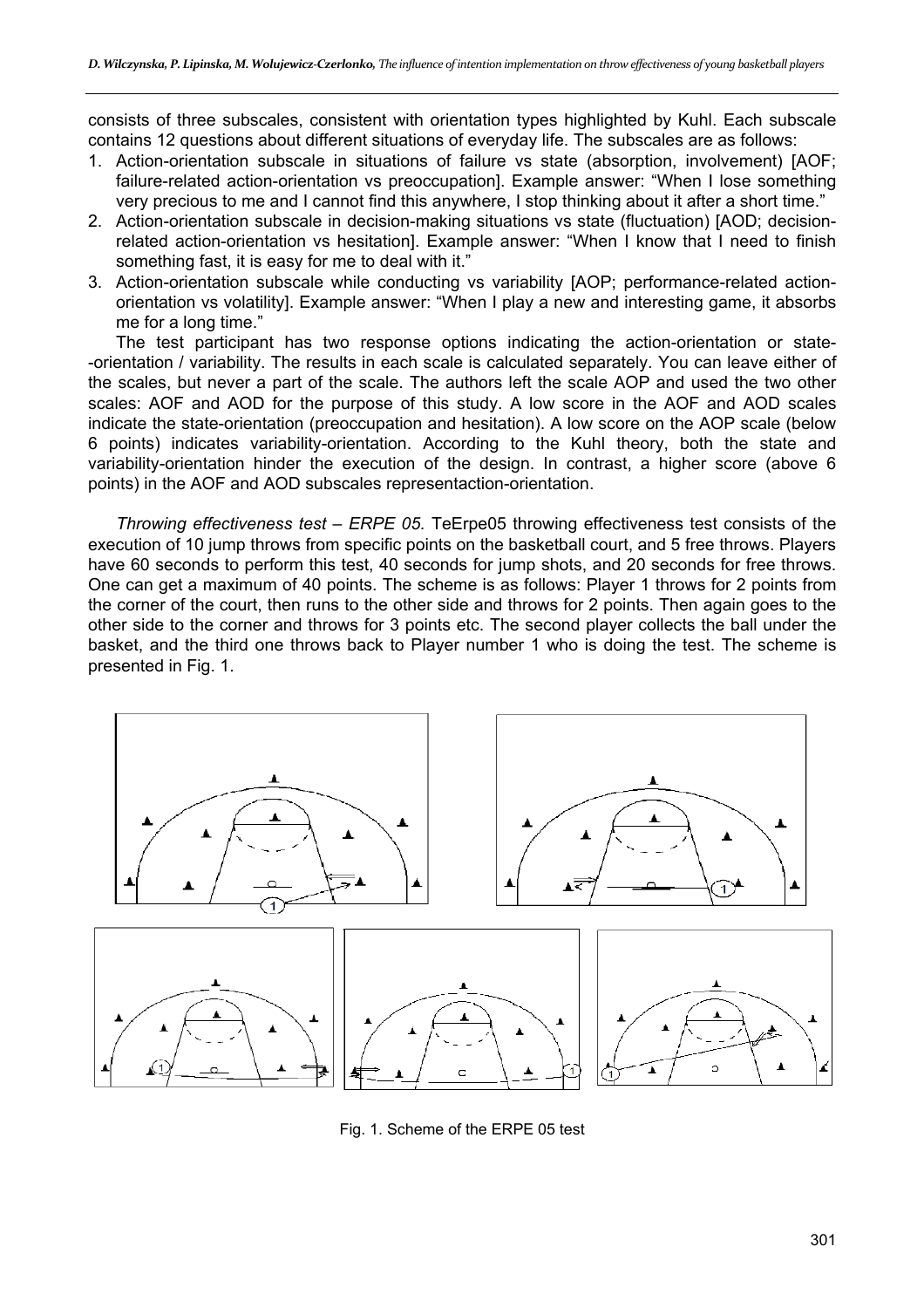consists of three subscales, consistent with orientation types highlighted by Kuhl. Each subscale contains 12 questions about different situations of everyday life. The subscales are as follows:

1. Action-orientation subscale in situations of failure vs state (absorption, involvement) [AOF; failure-related action-orientation vs preoccupation]. Example answer: "When I lose something very precious to me and I cannot find this anywhere, I stop thinking about it after a short time."
2. Action-orientation subscale in decision-making situations vs state (fluctuation) [AOD; decision-related action-orientation vs hesitation]. Example answer: "When I know that I need to finish something fast, it is easy for me to deal with it."
3. Action-orientation subscale while conducting vs variability [AOP; performance-related action-orientation vs volatility]. Example answer: "When I play a new and interesting game, it absorbs me for a long time."

The test participant has two response options indicating the action-orientation or state--orientation / variability. The results in each scale is calculated separately. You can leave either of the scales, but never a part of the scale. The authors left the scale AOP and used the two other scales: AOF and AOD for the purpose of this study. A low score in the AOF and AOD scales indicate the state-orientation (preoccupation and hesitation). A low score on the AOP scale (below 6 points) indicates variability-orientation. According to the Kuhl theory, both the state and variability-orientation hinder the execution of the design. In contrast, a higher score (above 6 points) in the AOF and AOD subscales representaction-orientation.

*Throwing effectiveness test – ERPE 05.* TeErpe05 throwing effectiveness test consists of the execution of 10 jump throws from specific points on the basketball court, and 5 free throws. Players have 60 seconds to perform this test, 40 seconds for jump shots, and 20 seconds for free throws. One can get a maximum of 40 points. The scheme is as follows: Player 1 throws for 2 points from the corner of the court, then runs to the other side and throws for 2 points. Then again goes to the other side to the corner and throws for 3 points etc. The second player collects the ball under the basket, and the third one throws back to Player number 1 who is doing the test. The scheme is presented in Fig. 1.

Fig. 1. Scheme of the ERPE 05 test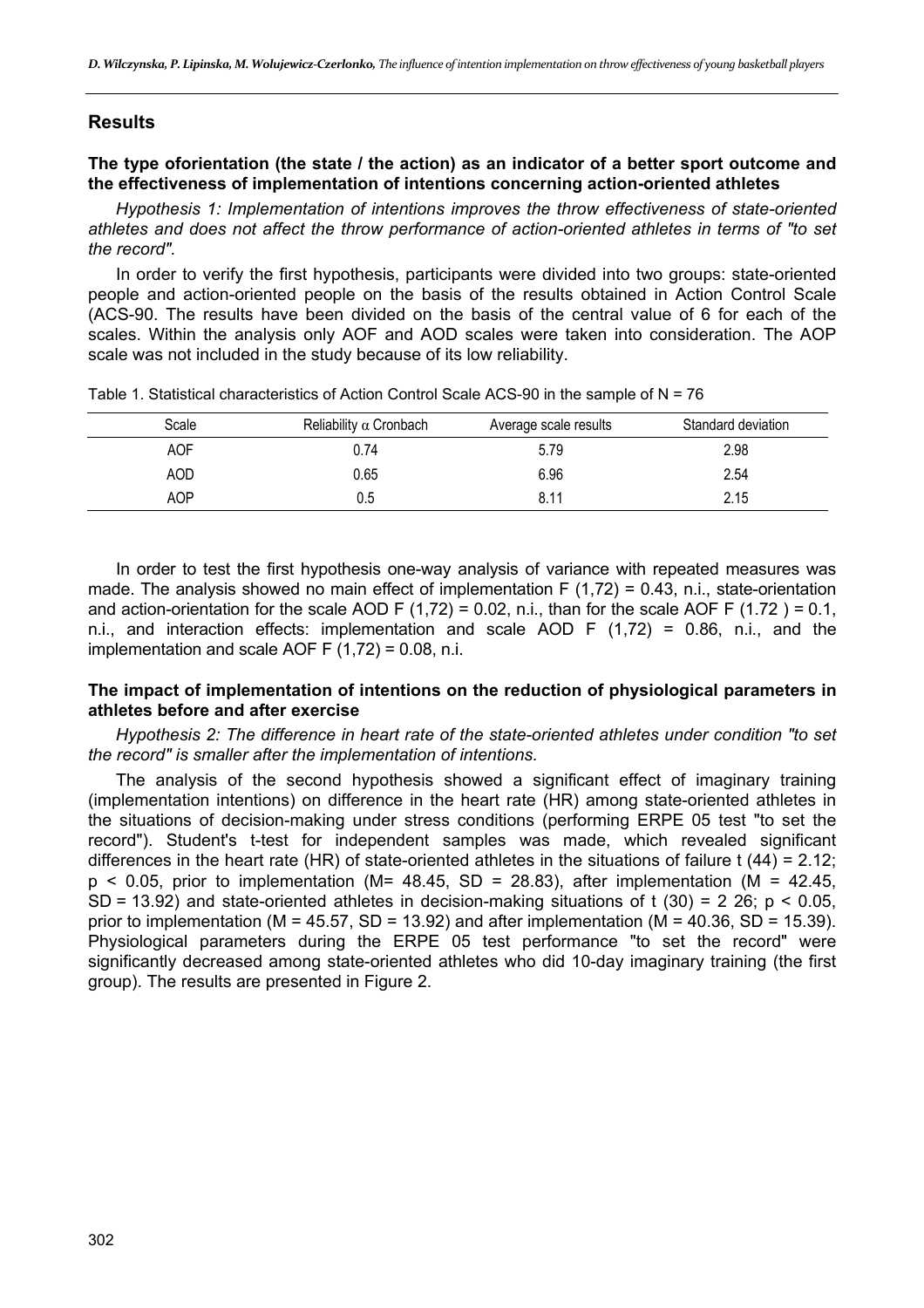## Results

### The type oforientation (the state / the action) as an indicator of a better sport outcome and the effectiveness of implementation of intentions concerning action-oriented athletes

*Hypothesis 1: Implementation of intentions improves the throw effectiveness of state-oriented athletes and does not affect the throw performance of action-oriented athletes in terms of "to set the record".*

In order to verify the first hypothesis, participants were divided into two groups: state-oriented people and action-oriented people on the basis of the results obtained in Action Control Scale (ACS-90. The results have been divided on the basis of the central value of 6 for each of the scales. Within the analysis only AOF and AOD scales were taken into consideration. The AOP scale was not included in the study because of its low reliability.

Table 1. Statistical characteristics of Action Control Scale ACS-90 in the sample of N = 76

| Scale | Reliability $\alpha$ Cronbach | Average scale results | Standard deviation |
|---|---|---|---|
| AOF | 0.74 | 5.79 | 2.98 |
| AOD | 0.65 | 6.96 | 2.54 |
| AOP | 0.5 | 8.11 | 2.15 |

In order to test the first hypothesis one-way analysis of variance with repeated measures was made. The analysis showed no main effect of implementation $F(1,72) = 0.43$, n.i., state-orientation and action-orientation for the scale AOD $F(1,72) = 0.02$, n.i., than for the scale AOF $F(1.72) = 0.1$, n.i., and interaction effects: implementation and scale AOD $F(1,72) = 0.86$, n.i., and the implementation and scale AOF $F(1,72) = 0.08$, n.i.

### The impact of implementation of intentions on the reduction of physiological parameters in athletes before and after exercise

*Hypothesis 2: The difference in heart rate of the state-oriented athletes under condition "to set the record" is smaller after the implementation of intentions.*

The analysis of the second hypothesis showed a significant effect of imaginary training (implementation intentions) on difference in the heart rate (HR) among state-oriented athletes in the situations of decision-making under stress conditions (performing ERPE 05 test "to set the record"). Student's t-test for independent samples was made, which revealed significant differences in the heart rate (HR) of state-oriented athletes in the situations of failure $t(44) = 2.12$; $p < 0.05$, prior to implementation ($M = 48.45$, $SD = 28.83$), after implementation ($M = 42.45$, $SD = 13.92$) and state-oriented athletes in decision-making situations of $t(30) = 2\ 26$; $p < 0.05$, prior to implementation ($M = 45.57$, $SD = 13.92$) and after implementation ($M = 40.36$, $SD = 15.39$). Physiological parameters during the ERPE 05 test performance "to set the record" were significantly decreased among state-oriented athletes who did 10-day imaginary training (the first group). The results are presented in Figure 2.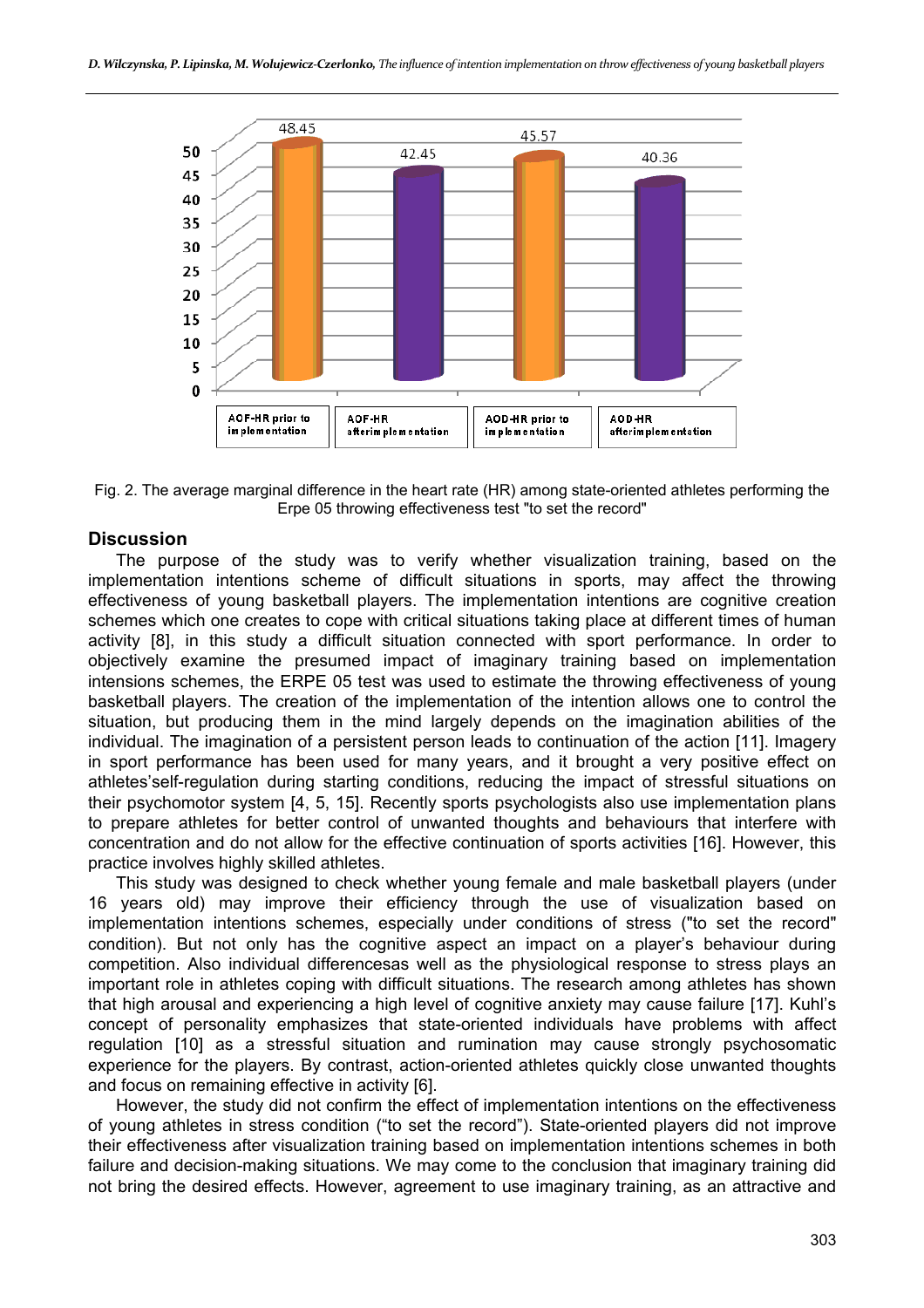Fig. 2. The average marginal difference in the heart rate (HR) among state-oriented athletes performing the Erpe 05 throwing effectiveness test "to set the record"

## Discussion

The purpose of the study was to verify whether visualization training, based on the implementation intentions scheme of difficult situations in sports, may affect the throwing effectiveness of young basketball players. The implementation intentions are cognitive creation schemes which one creates to cope with critical situations taking place at different times of human activity [8], in this study a difficult situation connected with sport performance. In order to objectively examine the presumed impact of imaginary training based on implementation intensions schemes, the ERPE 05 test was used to estimate the throwing effectiveness of young basketball players. The creation of the implementation of the intention allows one to control the situation, but producing them in the mind largely depends on the imagination abilities of the individual. The imagination of a persistent person leads to continuation of the action [11]. Imagery in sport performance has been used for many years, and it brought a very positive effect on athletes'self-regulation during starting conditions, reducing the impact of stressful situations on their psychomotor system [4, 5, 15]. Recently sports psychologists also use implementation plans to prepare athletes for better control of unwanted thoughts and behaviours that interfere with concentration and do not allow for the effective continuation of sports activities [16]. However, this practice involves highly skilled athletes.

This study was designed to check whether young female and male basketball players (under 16 years old) may improve their efficiency through the use of visualization based on implementation intentions schemes, especially under conditions of stress ("to set the record" condition). But not only has the cognitive aspect an impact on a player's behaviour during competition. Also individual differencesas well as the physiological response to stress plays an important role in athletes coping with difficult situations. The research among athletes has shown that high arousal and experiencing a high level of cognitive anxiety may cause failure [17]. Kuhl's concept of personality emphasizes that state-oriented individuals have problems with affect regulation [10] as a stressful situation and rumination may cause strongly psychosomatic experience for the players. By contrast, action-oriented athletes quickly close unwanted thoughts and focus on remaining effective in activity [6].

However, the study did not confirm the effect of implementation intentions on the effectiveness of young athletes in stress condition ("to set the record"). State-oriented players did not improve their effectiveness after visualization training based on implementation intentions schemes in both failure and decision-making situations. We may come to the conclusion that imaginary training did not bring the desired effects. However, agreement to use imaginary training, as an attractive and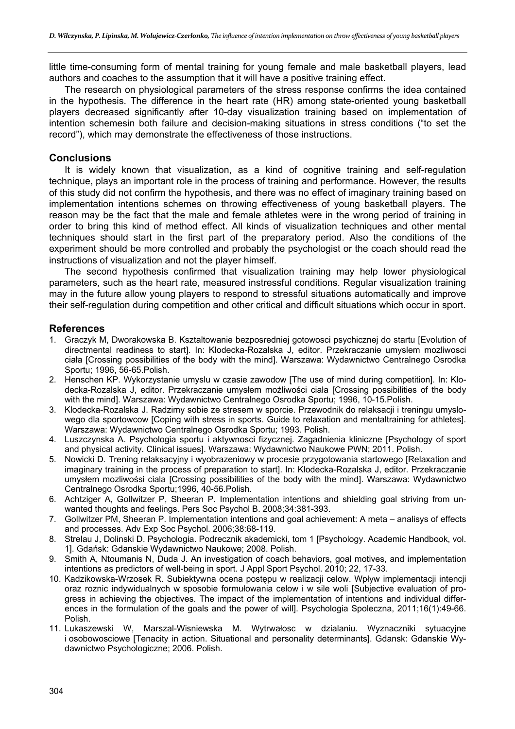little time-consuming form of mental training for young female and male basketball players, lead authors and coaches to the assumption that it will have a positive training effect.

The research on physiological parameters of the stress response confirms the idea contained in the hypothesis. The difference in the heart rate (HR) among state-oriented young basketball players decreased significantly after 10-day visualization training based on implementation of intention schemesin both failure and decision-making situations in stress conditions ("to set the record"), which may demonstrate the effectiveness of those instructions.

## Conclusions

It is widely known that visualization, as a kind of cognitive training and self-regulation technique, plays an important role in the process of training and performance. However, the results of this study did not confirm the hypothesis, and there was no effect of imaginary training based on implementation intentions schemes on throwing effectiveness of young basketball players. The reason may be the fact that the male and female athletes were in the wrong period of training in order to bring this kind of method effect. All kinds of visualization techniques and other mental techniques should start in the first part of the preparatory period. Also the conditions of the experiment should be more controlled and probably the psychologist or the coach should read the instructions of visualization and not the player himself.

The second hypothesis confirmed that visualization training may help lower physiological parameters, such as the heart rate, measured instressful conditions. Regular visualization training may in the future allow young players to respond to stressful situations automatically and improve their self-regulation during competition and other critical and difficult situations which occur in sport.

## References

1. Graczyk M, Dworakowska B. Ksztaltowanie bezposredniej gotowosci psychicznej do startu [Evolution of directmental readiness to start]. In: Klodecka-Rozalska J, editor. Przekraczanie umyslem mozliwosci ciała [Crossing possibilities of the body with the mind]. Warszawa: Wydawnictwo Centralnego Osrodka Sportu; 1996, 56-65.Polish.
2. Henschen KP. Wykorzystanie umyslu w czasie zawodow [The use of mind during competition]. In: Klodecka-Rozalska J, editor. Przekraczanie umysłem możliwości ciała [Crossing possibilities of the body with the mind]. Warszawa: Wydawnictwo Centralnego Osrodka Sportu; 1996, 10-15.Polish.
3. Klodecka-Rozalska J. Radzimy sobie ze stresem w sporcie. Przewodnik do relaksacji i treningu umyslowego dla sportowcow [Coping with stress in sports. Guide to relaxation and mentaltraining for athletes]. Warszawa: Wydawnictwo Centralnego Osrodka Sportu; 1993. Polish.
4. Luszczynska A. Psychologia sportu i aktywnosci fizycznej. Zagadnienia kliniczne [Psychology of sport and physical activity. Clinical issues]. Warszawa: Wydawnictwo Naukowe PWN; 2011. Polish.
5. Nowicki D. Trening relaksacyjny i wyobrazeniowy w procesie przygotowania startowego [Relaxation and imaginary training in the process of preparation to start]. In: Klodecka-Rozalska J, editor. Przekraczanie umysłem mozliwośi ciala [Crossing possibilities of the body with the mind]. Warszawa: Wydawnictwo Centralnego Osrodka Sportu;1996, 40-56.Polish.
6. Achtziger A, Gollwitzer P, Sheeran P. Implementation intentions and shielding goal striving from unwanted thoughts and feelings. Pers Soc Psychol B. 2008;34:381-393.
7. Gollwitzer PM, Sheeran P. Implementation intentions and goal achievement: A meta – analisys of effects and processes. Adv Exp Soc Psychol. 2006;38:68-119.
8. Strelau J, Dolinski D. Psychologia. Podrecznik akademicki, tom 1 [Psychology. Academic Handbook, vol. 1]. Gdańsk: Gdanskie Wydawnictwo Naukowe; 2008. Polish.
9. Smith A, Ntoumanis N, Duda J. An investigation of coach behaviors, goal motives, and implementation intentions as predictors of well-being in sport. J Appl Sport Psychol. 2010; 22, 17-33.
10. Kadzikowska-Wrzosek R. Subiektywna ocena postępu w realizacji celow. Wpływ implementacji intencji oraz roznic indywidualnych w sposobie formułowania celow i w sile woli [Subjective evaluation of progress in achieving the objectives. The impact of the implementation of intentions and individual differences in the formulation of the goals and the power of will]. Psychologia Spoleczna, 2011;16(1):49-66. Polish.
11. Lukaszewski W, Marszal-Wisniewska M. Wytrwałosc w dzialaniu. Wyznaczniki sytuacyjne i osobowosciowe [Tenacity in action. Situational and personality determinants]. Gdansk: Gdanskie Wydawnictwo Psychologiczne; 2006. Polish.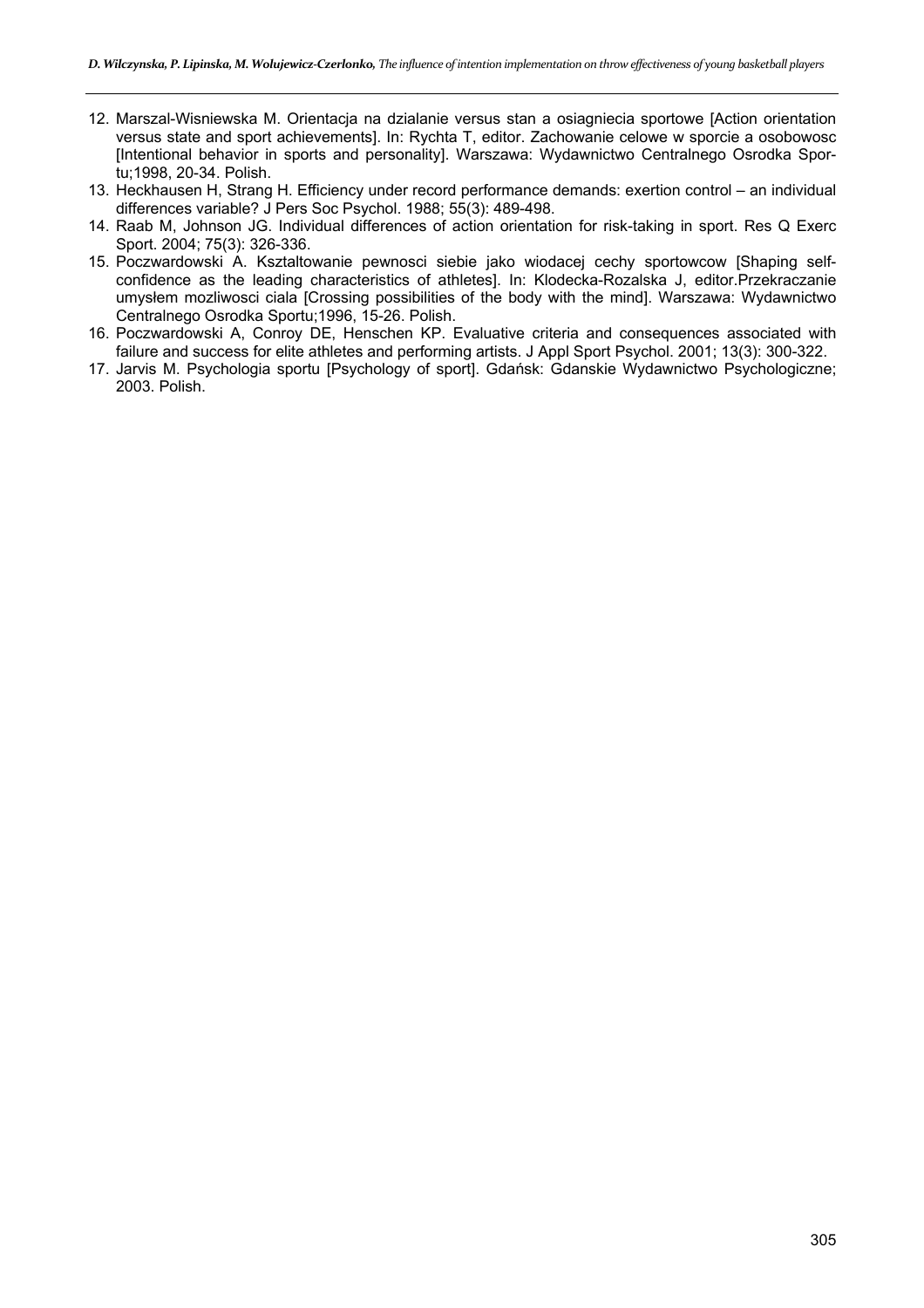12. Marszal-Wisniewska M. Orientacja na dzialanie versus stan a osiagniecia sportowe [Action orientation versus state and sport achievements]. In: Rychta T, editor. Zachowanie celowe w sporcie a osobowosc [Intentional behavior in sports and personality]. Warszawa: Wydawnictwo Centralnego Osrodka Sportu;1998, 20-34. Polish.
13. Heckhausen H, Strang H. Efficiency under record performance demands: exertion control – an individual differences variable? J Pers Soc Psychol. 1988; 55(3): 489-498.
14. Raab M, Johnson JG. Individual differences of action orientation for risk-taking in sport. Res Q Exerc Sport. 2004; 75(3): 326-336.
15. Poczwardowski A. Ksztaltowanie pewnosci siebie jako wiodacej cechy sportowcow [Shaping self-confidence as the leading characteristics of athletes]. In: Klodecka-Rozalska J, editor.Przekraczanie umysłem mozliwosci ciala [Crossing possibilities of the body with the mind]. Warszawa: Wydawnictwo Centralnego Osrodka Sportu;1996, 15-26. Polish.
16. Poczwardowski A, Conroy DE, Henschen KP. Evaluative criteria and consequences associated with failure and success for elite athletes and performing artists. J Appl Sport Psychol. 2001; 13(3): 300-322.
17. Jarvis M. Psychologia sportu [Psychology of sport]. Gdańsk: Gdanskie Wydawnictwo Psychologiczne; 2003. Polish.